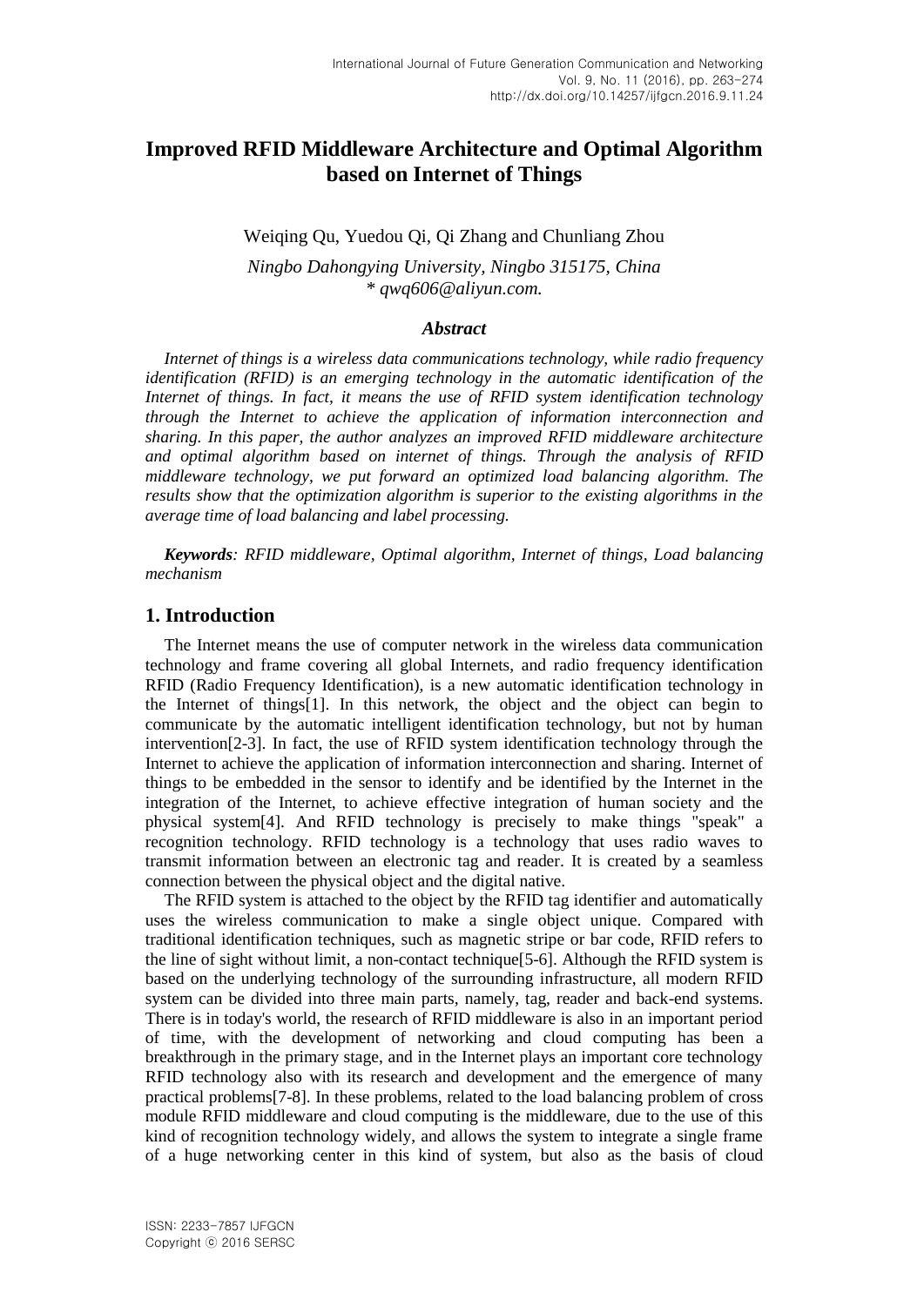# Improved RFID Middleware Architecture and Optimal Algorithm based on Internet of Things

Weiqing Qu, Yuedou Qi, Qi Zhang and Chunliang Zhou

*Ningbo Dahongying University, Ningbo 315175, China*
*\* qwq606@aliyun.com.*

### *Abstract*

*Internet of things is a wireless data communications technology, while radio frequency identification (RFID) is an emerging technology in the automatic identification of the Internet of things. In fact, it means the use of RFID system identification technology through the Internet to achieve the application of information interconnection and sharing. In this paper, the author analyzes an improved RFID middleware architecture and optimal algorithm based on internet of things. Through the analysis of RFID middleware technology, we put forward an optimized load balancing algorithm. The results show that the optimization algorithm is superior to the existing algorithms in the average time of load balancing and label processing.*

***Keywords****: RFID middleware, Optimal algorithm, Internet of things, Load balancing mechanism*

## 1. Introduction

The Internet means the use of computer network in the wireless data communication technology and frame covering all global Internets, and radio frequency identification RFID (Radio Frequency Identification), is a new automatic identification technology in the Internet of things[1]. In this network, the object and the object can begin to communicate by the automatic intelligent identification technology, but not by human intervention[2-3]. In fact, the use of RFID system identification technology through the Internet to achieve the application of information interconnection and sharing. Internet of things to be embedded in the sensor to identify and be identified by the Internet in the integration of the Internet, to achieve effective integration of human society and the physical system[4]. And RFID technology is precisely to make things "speak" a recognition technology. RFID technology is a technology that uses radio waves to transmit information between an electronic tag and reader. It is created by a seamless connection between the physical object and the digital native.

The RFID system is attached to the object by the RFID tag identifier and automatically uses the wireless communication to make a single object unique. Compared with traditional identification techniques, such as magnetic stripe or bar code, RFID refers to the line of sight without limit, a non-contact technique[5-6]. Although the RFID system is based on the underlying technology of the surrounding infrastructure, all modern RFID system can be divided into three main parts, namely, tag, reader and back-end systems. There is in today's world, the research of RFID middleware is also in an important period of time, with the development of networking and cloud computing has been a breakthrough in the primary stage, and in the Internet plays an important core technology RFID technology also with its research and development and the emergence of many practical problems[7-8]. In these problems, related to the load balancing problem of cross module RFID middleware and cloud computing is the middleware, due to the use of this kind of recognition technology widely, and allows the system to integrate a single frame of a huge networking center in this kind of system, but also as the basis of cloud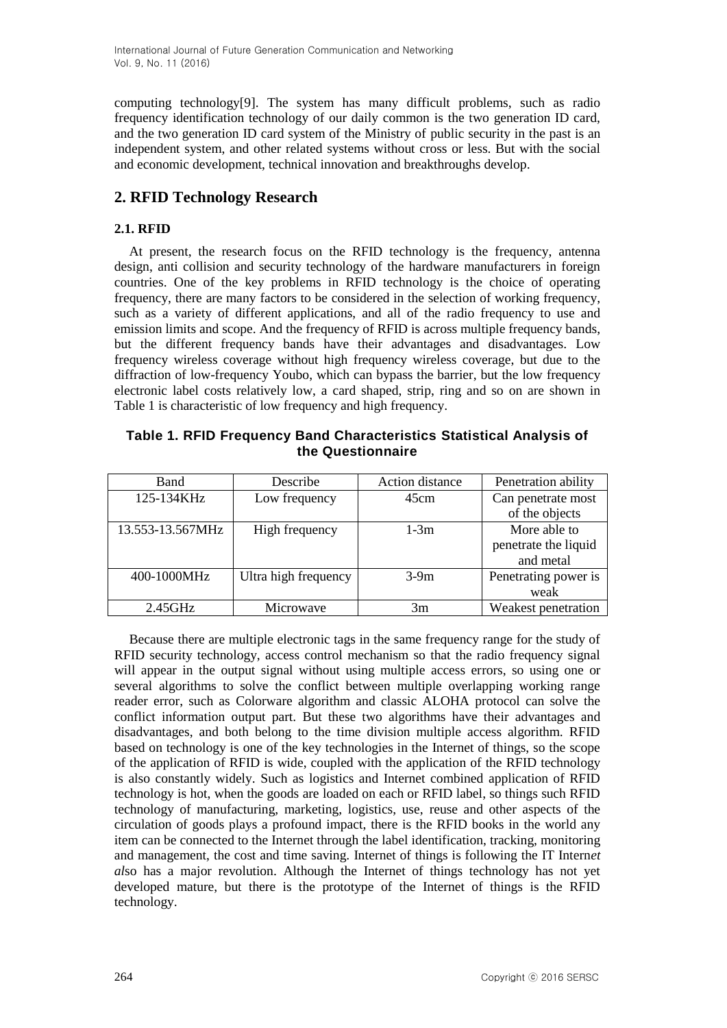computing technology[9]. The system has many difficult problems, such as radio frequency identification technology of our daily common is the two generation ID card, and the two generation ID card system of the Ministry of public security in the past is an independent system, and other related systems without cross or less. But with the social and economic development, technical innovation and breakthroughs develop.

## 2. RFID Technology Research

### 2.1. RFID

At present, the research focus on the RFID technology is the frequency, antenna design, anti collision and security technology of the hardware manufacturers in foreign countries. One of the key problems in RFID technology is the choice of operating frequency, there are many factors to be considered in the selection of working frequency, such as a variety of different applications, and all of the radio frequency to use and emission limits and scope. And the frequency of RFID is across multiple frequency bands, but the different frequency bands have their advantages and disadvantages. Low frequency wireless coverage without high frequency wireless coverage, but due to the diffraction of low-frequency Youbo, which can bypass the barrier, but the low frequency electronic label costs relatively low, a card shaped, strip, ring and so on are shown in Table 1 is characteristic of low frequency and high frequency.

**Table 1. RFID Frequency Band Characteristics Statistical Analysis of the Questionnaire**

| Band | Describe | Action distance | Penetration ability |
|---|---|---|---|
| 125-134KHz | Low frequency | 45cm | Can penetrate most of the objects |
| 13.553-13.567MHz | High frequency | 1-3m | More able to penetrate the liquid and metal |
| 400-1000MHz | Ultra high frequency | 3-9m | Penetrating power is weak |
| 2.45GHz | Microwave | 3m | Weakest penetration |

Because there are multiple electronic tags in the same frequency range for the study of RFID security technology, access control mechanism so that the radio frequency signal will appear in the output signal without using multiple access errors, so using one or several algorithms to solve the conflict between multiple overlapping working range reader error, such as Colorware algorithm and classic ALOHA protocol can solve the conflict information output part. But these two algorithms have their advantages and disadvantages, and both belong to the time division multiple access algorithm. RFID based on technology is one of the key technologies in the Internet of things, so the scope of the application of RFID is wide, coupled with the application of the RFID technology is also constantly widely. Such as logistics and Internet combined application of RFID technology is hot, when the goods are loaded on each or RFID label, so things such RFID technology of manufacturing, marketing, logistics, use, reuse and other aspects of the circulation of goods plays a profound impact, there is the RFID books in the world any item can be connected to the Internet through the label identification, tracking, monitoring and management, the cost and time saving. Internet of things is following the IT Intern*et al*so has a major revolution. Although the Internet of things technology has not yet developed mature, but there is the prototype of the Internet of things is the RFID technology.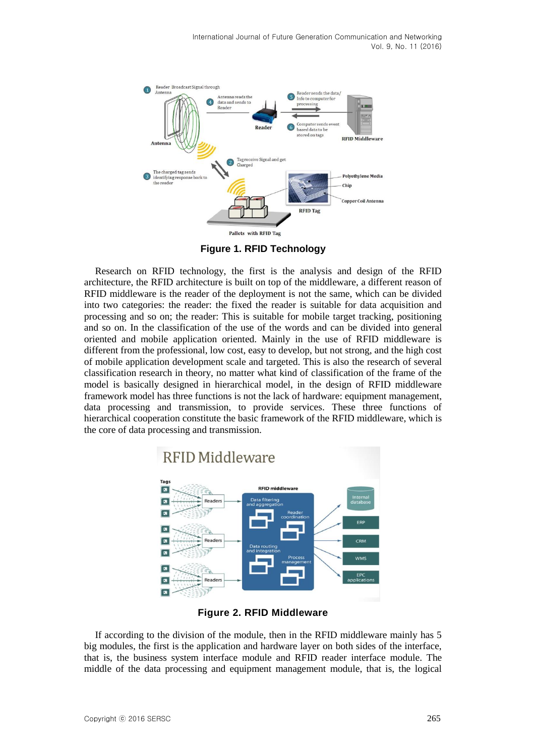**Figure 1. RFID Technology**

Research on RFID technology, the first is the analysis and design of the RFID architecture, the RFID architecture is built on top of the middleware, a different reason of RFID middleware is the reader of the deployment is not the same, which can be divided into two categories: the reader: the fixed the reader is suitable for data acquisition and processing and so on; the reader: This is suitable for mobile target tracking, positioning and so on. In the classification of the use of the words and can be divided into general oriented and mobile application oriented. Mainly in the use of RFID middleware is different from the professional, low cost, easy to develop, but not strong, and the high cost of mobile application development scale and targeted. This is also the research of several classification research in theory, no matter what kind of classification of the frame of the model is basically designed in hierarchical model, in the design of RFID middleware framework model has three functions is not the lack of hardware: equipment management, data processing and transmission, to provide services. These three functions of hierarchical cooperation constitute the basic framework of the RFID middleware, which is the core of data processing and transmission.

**Figure 2. RFID Middleware**

If according to the division of the module, then in the RFID middleware mainly has 5 big modules, the first is the application and hardware layer on both sides of the interface, that is, the business system interface module and RFID reader interface module. The middle of the data processing and equipment management module, that is, the logical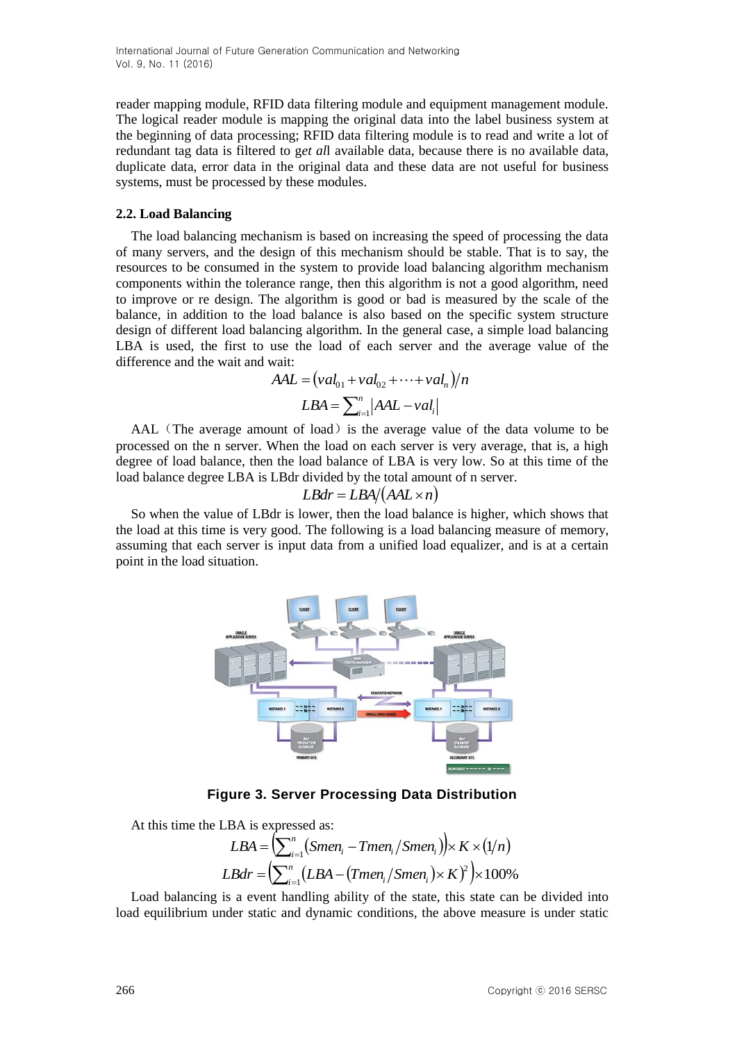reader mapping module, RFID data filtering module and equipment management module. The logical reader module is mapping the original data into the label business system at the beginning of data processing; RFID data filtering module is to read and write a lot of redundant tag data is filtered to g*et al*l available data, because there is no available data, duplicate data, error data in the original data and these data are not useful for business systems, must be processed by these modules.

### 2.2. Load Balancing

The load balancing mechanism is based on increasing the speed of processing the data of many servers, and the design of this mechanism should be stable. That is to say, the resources to be consumed in the system to provide load balancing algorithm mechanism components within the tolerance range, then this algorithm is not a good algorithm, need to improve or re design. The algorithm is good or bad is measured by the scale of the balance, in addition to the load balance is also based on the specific system structure design of different load balancing algorithm. In the general case, a simple load balancing LBA is used, the first to use the load of each server and the average value of the difference and the wait and wait:

$$AAL = (val_{01} + val_{02} + \cdots + val_n)/n$$

$$LBA = \sum_{i=1}^{n} |AAL - val_i|$$

AAL（The average amount of load）is the average value of the data volume to be processed on the n server. When the load on each server is very average, that is, a high degree of load balance, then the load balance of LBA is very low. So at this time of the load balance degree LBA is LBdr divided by the total amount of n server.

$$LBdr = LBA/(AAL \times n)$$

So when the value of LBdr is lower, then the load balance is higher, which shows that the load at this time is very good. The following is a load balancing measure of memory, assuming that each server is input data from a unified load equalizer, and is at a certain point in the load situation.

**Figure 3. Server Processing Data Distribution**

At this time the LBA is expressed as:

$$LBA = \left(\sum_{i=1}^{n} (Smen_i - Tmen_i / Smen_i)\right) \times K \times (1/n)$$

$$LBdr = \left(\sum_{i=1}^{n} (LBA - (Tmen_i / Smen_i) \times K)^2\right) \times 100\%$$

Load balancing is a event handling ability of the state, this state can be divided into load equilibrium under static and dynamic conditions, the above measure is under static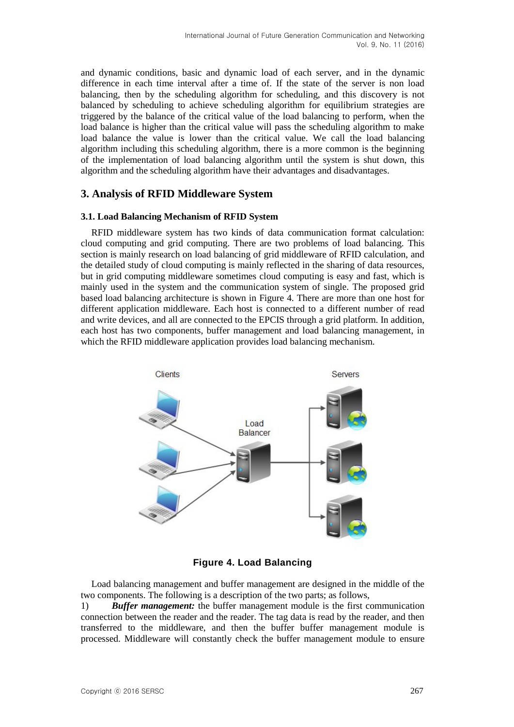and dynamic conditions, basic and dynamic load of each server, and in the dynamic difference in each time interval after a time of. If the state of the server is non load balancing, then by the scheduling algorithm for scheduling, and this discovery is not balanced by scheduling to achieve scheduling algorithm for equilibrium strategies are triggered by the balance of the critical value of the load balancing to perform, when the load balance is higher than the critical value will pass the scheduling algorithm to make load balance the value is lower than the critical value. We call the load balancing algorithm including this scheduling algorithm, there is a more common is the beginning of the implementation of load balancing algorithm until the system is shut down, this algorithm and the scheduling algorithm have their advantages and disadvantages.

## 3. Analysis of RFID Middleware System

### 3.1. Load Balancing Mechanism of RFID System

RFID middleware system has two kinds of data communication format calculation: cloud computing and grid computing. There are two problems of load balancing. This section is mainly research on load balancing of grid middleware of RFID calculation, and the detailed study of cloud computing is mainly reflected in the sharing of data resources, but in grid computing middleware sometimes cloud computing is easy and fast, which is mainly used in the system and the communication system of single. The proposed grid based load balancing architecture is shown in Figure 4. There are more than one host for different application middleware. Each host is connected to a different number of read and write devices, and all are connected to the EPCIS through a grid platform. In addition, each host has two components, buffer management and load balancing management, in which the RFID middleware application provides load balancing mechanism.

**Figure 4. Load Balancing**

Load balancing management and buffer management are designed in the middle of the two components. The following is a description of the two parts; as follows,

1) ***Buffer management:*** the buffer management module is the first communication connection between the reader and the reader. The tag data is read by the reader, and then transferred to the middleware, and then the buffer buffer management module is processed. Middleware will constantly check the buffer management module to ensure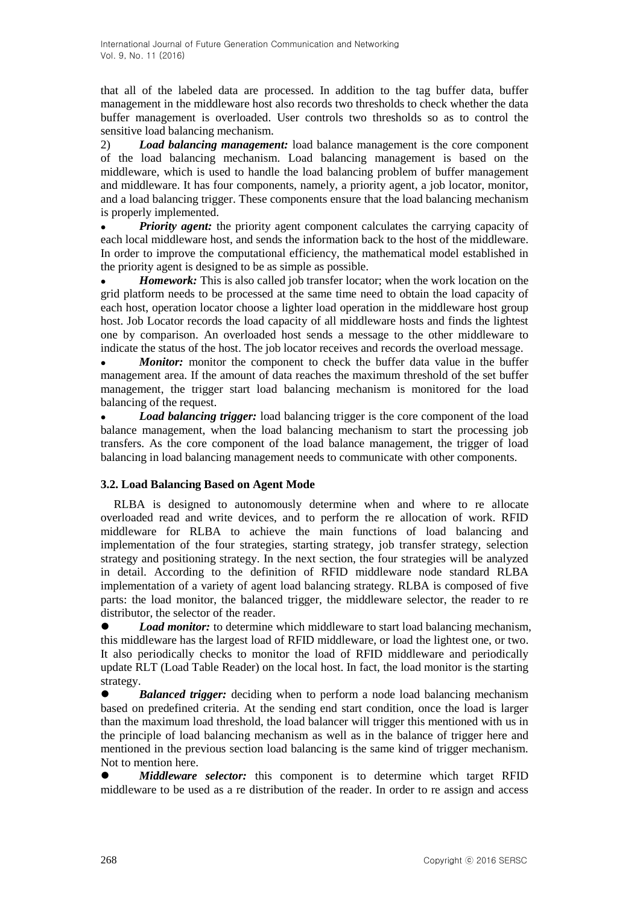that all of the labeled data are processed. In addition to the tag buffer data, buffer management in the middleware host also records two thresholds to check whether the data buffer management is overloaded. User controls two thresholds so as to control the sensitive load balancing mechanism.

2) ***Load balancing management:*** load balance management is the core component of the load balancing mechanism. Load balancing management is based on the middleware, which is used to handle the load balancing problem of buffer management and middleware. It has four components, namely, a priority agent, a job locator, monitor, and a load balancing trigger. These components ensure that the load balancing mechanism is properly implemented.

- ***Priority agent:*** the priority agent component calculates the carrying capacity of each local middleware host, and sends the information back to the host of the middleware. In order to improve the computational efficiency, the mathematical model established in the priority agent is designed to be as simple as possible.
- ***Homework:*** This is also called job transfer locator; when the work location on the grid platform needs to be processed at the same time need to obtain the load capacity of each host, operation locator choose a lighter load operation in the middleware host group host. Job Locator records the load capacity of all middleware hosts and finds the lightest one by comparison. An overloaded host sends a message to the other middleware to indicate the status of the host. The job locator receives and records the overload message.
- ***Monitor:*** monitor the component to check the buffer data value in the buffer management area. If the amount of data reaches the maximum threshold of the set buffer management, the trigger start load balancing mechanism is monitored for the load balancing of the request.
- ***Load balancing trigger:*** load balancing trigger is the core component of the load balance management, when the load balancing mechanism to start the processing job transfers. As the core component of the load balance management, the trigger of load balancing in load balancing management needs to communicate with other components.

### 3.2. Load Balancing Based on Agent Mode

RLBA is designed to autonomously determine when and where to re allocate overloaded read and write devices, and to perform the re allocation of work. RFID middleware for RLBA to achieve the main functions of load balancing and implementation of the four strategies, starting strategy, job transfer strategy, selection strategy and positioning strategy. In the next section, the four strategies will be analyzed in detail. According to the definition of RFID middleware node standard RLBA implementation of a variety of agent load balancing strategy. RLBA is composed of five parts: the load monitor, the balanced trigger, the middleware selector, the reader to re distributor, the selector of the reader.

- ***Load monitor:*** to determine which middleware to start load balancing mechanism, this middleware has the largest load of RFID middleware, or load the lightest one, or two. It also periodically checks to monitor the load of RFID middleware and periodically update RLT (Load Table Reader) on the local host. In fact, the load monitor is the starting strategy.
- ***Balanced trigger:*** deciding when to perform a node load balancing mechanism based on predefined criteria. At the sending end start condition, once the load is larger than the maximum load threshold, the load balancer will trigger this mentioned with us in the principle of load balancing mechanism as well as in the balance of trigger here and mentioned in the previous section load balancing is the same kind of trigger mechanism. Not to mention here.
- ***Middleware selector:*** this component is to determine which target RFID middleware to be used as a re distribution of the reader. In order to re assign and access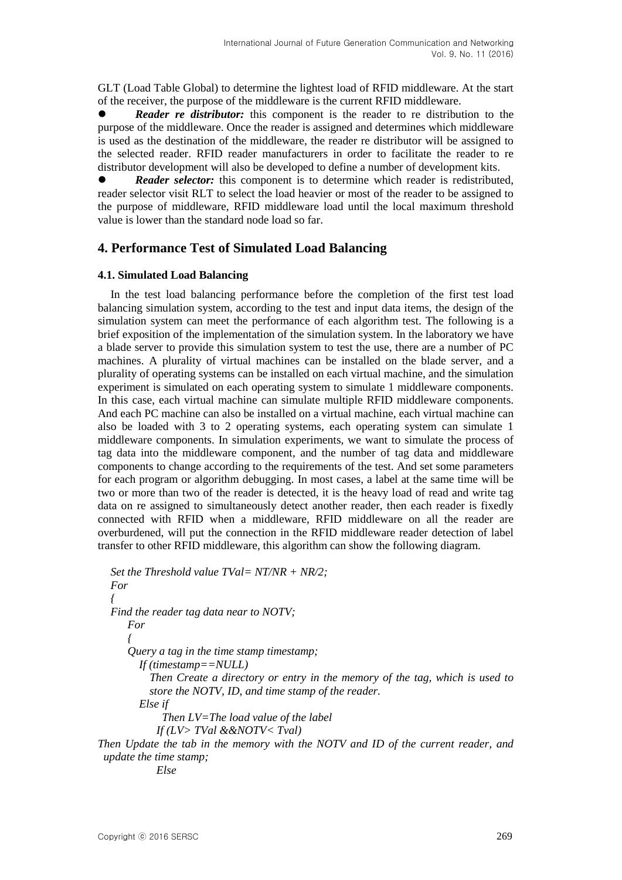GLT (Load Table Global) to determine the lightest load of RFID middleware. At the start of the receiver, the purpose of the middleware is the current RFID middleware.

- ***Reader re distributor:*** this component is the reader to re distribution to the purpose of the middleware. Once the reader is assigned and determines which middleware is used as the destination of the middleware, the reader re distributor will be assigned to the selected reader. RFID reader manufacturers in order to facilitate the reader to re distributor development will also be developed to define a number of development kits.
- ***Reader selector:*** this component is to determine which reader is redistributed, reader selector visit RLT to select the load heavier or most of the reader to be assigned to the purpose of middleware, RFID middleware load until the local maximum threshold value is lower than the standard node load so far.

## 4. Performance Test of Simulated Load Balancing

### 4.1. Simulated Load Balancing

In the test load balancing performance before the completion of the first test load balancing simulation system, according to the test and input data items, the design of the simulation system can meet the performance of each algorithm test. The following is a brief exposition of the implementation of the simulation system. In the laboratory we have a blade server to provide this simulation system to test the use, there are a number of PC machines. A plurality of virtual machines can be installed on the blade server, and a plurality of operating systems can be installed on each virtual machine, and the simulation experiment is simulated on each operating system to simulate 1 middleware components. In this case, each virtual machine can simulate multiple RFID middleware components. And each PC machine can also be installed on a virtual machine, each virtual machine can also be loaded with 3 to 2 operating systems, each operating system can simulate 1 middleware components. In simulation experiments, we want to simulate the process of tag data into the middleware component, and the number of tag data and middleware components to change according to the requirements of the test. And set some parameters for each program or algorithm debugging. In most cases, a label at the same time will be two or more than two of the reader is detected, it is the heavy load of read and write tag data on re assigned to simultaneously detect another reader, then each reader is fixedly connected with RFID when a middleware, RFID middleware on all the reader are overburdened, will put the connection in the RFID middleware reader detection of label transfer to other RFID middleware, this algorithm can show the following diagram.

```
Set the Threshold value TVal= NT/NR + NR/2;
For
{
Find the reader tag data near to NOTV;
    For
    {
    Query a tag in the time stamp timestamp;
       If (timestamp==NULL)
          Then Create a directory or entry in the memory of the tag, which is used to
          store the NOTV, ID, and time stamp of the reader.
       Else if
             Then LV=The load value of the label
            If (LV> TVal &&NOTV< Tval)
Then Update the tab in the memory with the NOTV and ID of the current reader, and
 update the time stamp;
            Else
```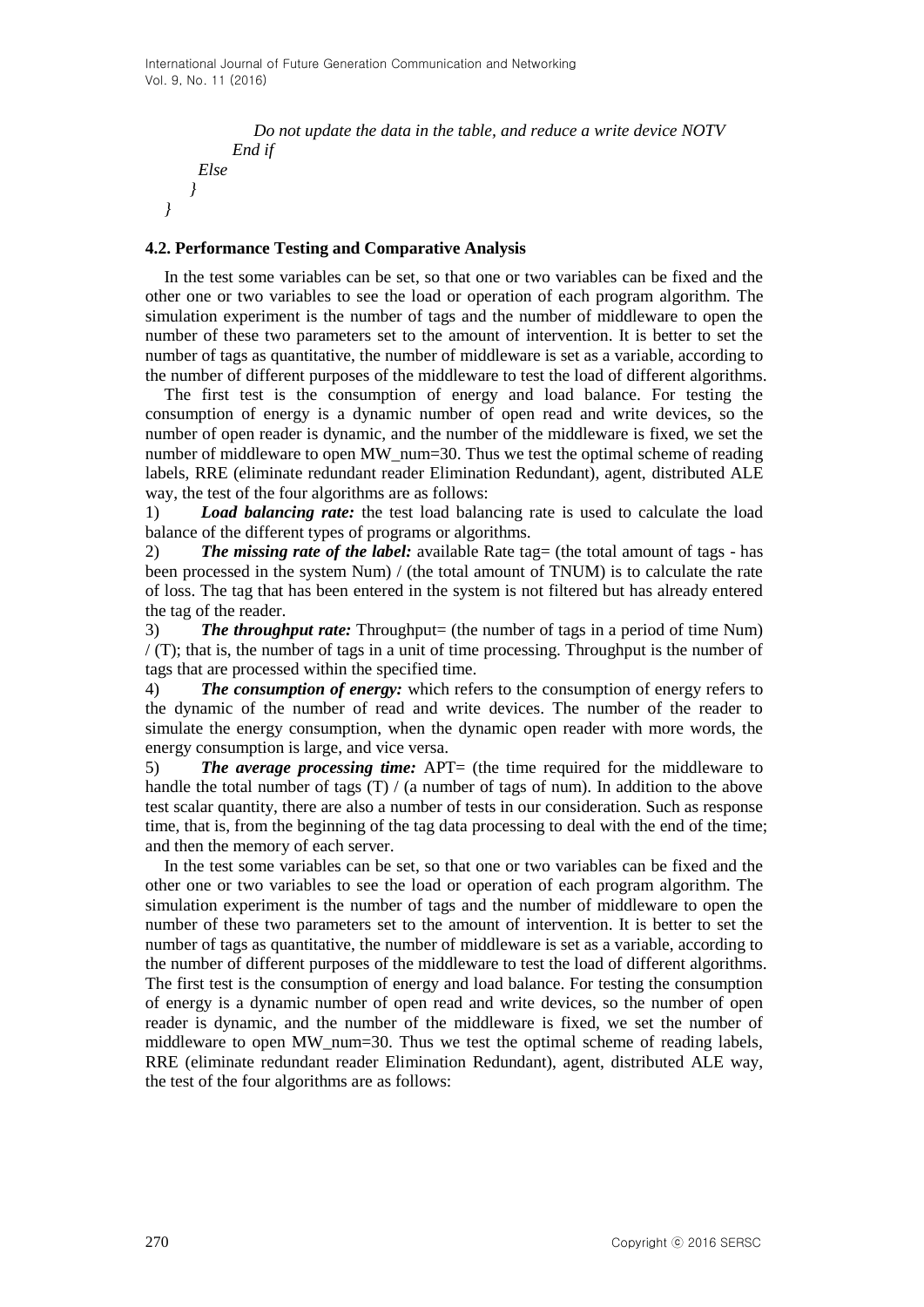```
            Do not update the data in the table, and reduce a write device NOTV
        End if
    Else
    }
}
```

### 4.2. Performance Testing and Comparative Analysis

In the test some variables can be set, so that one or two variables can be fixed and the other one or two variables to see the load or operation of each program algorithm. The simulation experiment is the number of tags and the number of middleware to open the number of these two parameters set to the amount of intervention. It is better to set the number of tags as quantitative, the number of middleware is set as a variable, according to the number of different purposes of the middleware to test the load of different algorithms.

The first test is the consumption of energy and load balance. For testing the consumption of energy is a dynamic number of open read and write devices, so the number of open reader is dynamic, and the number of the middleware is fixed, we set the number of middleware to open MW_num=30. Thus we test the optimal scheme of reading labels, RRE (eliminate redundant reader Elimination Redundant), agent, distributed ALE way, the test of the four algorithms are as follows:

1) ***Load balancing rate:*** the test load balancing rate is used to calculate the load balance of the different types of programs or algorithms.

2) ***The missing rate of the label:*** available Rate tag= (the total amount of tags - has been processed in the system Num) / (the total amount of TNUM) is to calculate the rate of loss. The tag that has been entered in the system is not filtered but has already entered the tag of the reader.

3) ***The throughput rate:*** Throughput= (the number of tags in a period of time Num) / (T); that is, the number of tags in a unit of time processing. Throughput is the number of tags that are processed within the specified time.

4) ***The consumption of energy:*** which refers to the consumption of energy refers to the dynamic of the number of read and write devices. The number of the reader to simulate the energy consumption, when the dynamic open reader with more words, the energy consumption is large, and vice versa.

5) ***The average processing time:*** APT= (the time required for the middleware to handle the total number of tags (T) / (a number of tags of num). In addition to the above test scalar quantity, there are also a number of tests in our consideration. Such as response time, that is, from the beginning of the tag data processing to deal with the end of the time; and then the memory of each server.

In the test some variables can be set, so that one or two variables can be fixed and the other one or two variables to see the load or operation of each program algorithm. The simulation experiment is the number of tags and the number of middleware to open the number of these two parameters set to the amount of intervention. It is better to set the number of tags as quantitative, the number of middleware is set as a variable, according to the number of different purposes of the middleware to test the load of different algorithms. The first test is the consumption of energy and load balance. For testing the consumption of energy is a dynamic number of open read and write devices, so the number of open reader is dynamic, and the number of the middleware is fixed, we set the number of middleware to open MW_num=30. Thus we test the optimal scheme of reading labels, RRE (eliminate redundant reader Elimination Redundant), agent, distributed ALE way, the test of the four algorithms are as follows: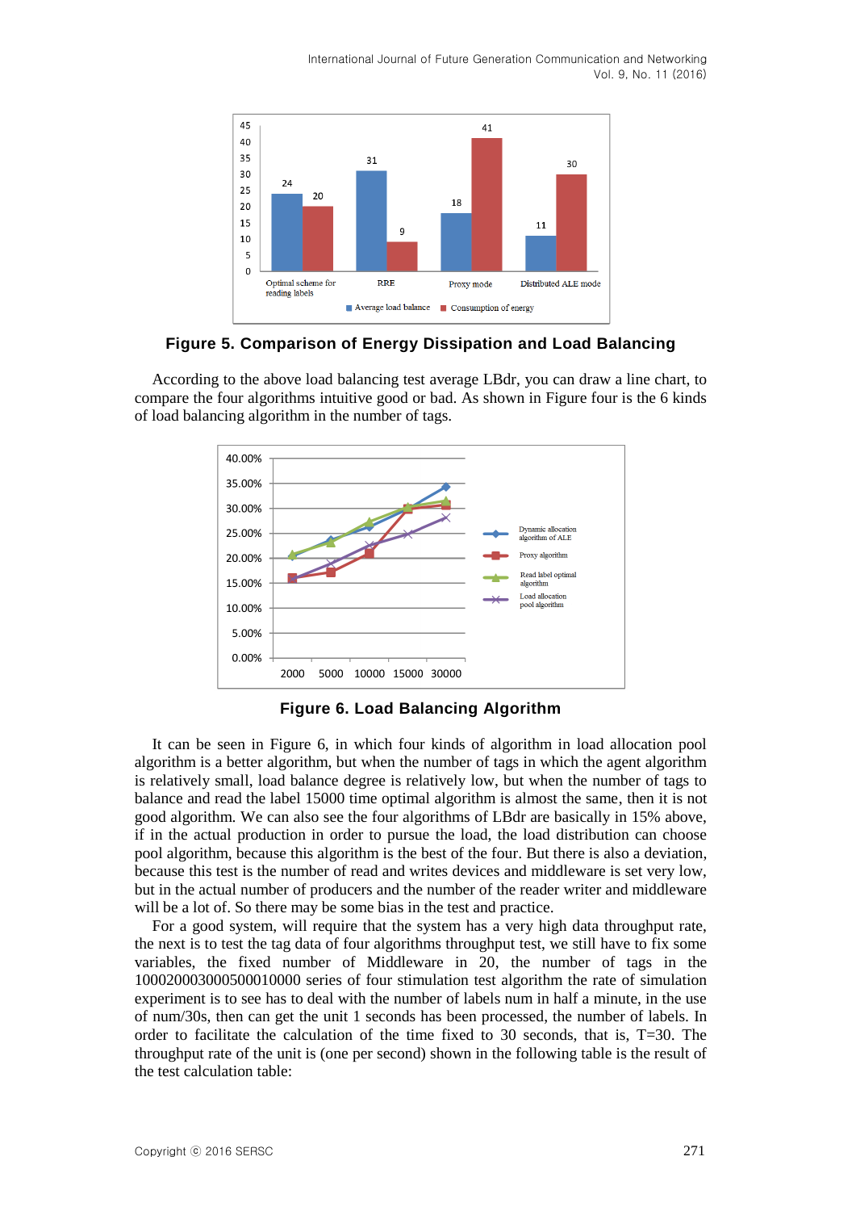**Figure 5. Comparison of Energy Dissipation and Load Balancing**

According to the above load balancing test average LBdr, you can draw a line chart, to compare the four algorithms intuitive good or bad. As shown in Figure four is the 6 kinds of load balancing algorithm in the number of tags.

**Figure 6. Load Balancing Algorithm**

It can be seen in Figure 6, in which four kinds of algorithm in load allocation pool algorithm is a better algorithm, but when the number of tags in which the agent algorithm is relatively small, load balance degree is relatively low, but when the number of tags to balance and read the label 15000 time optimal algorithm is almost the same, then it is not good algorithm. We can also see the four algorithms of LBdr are basically in 15% above, if in the actual production in order to pursue the load, the load distribution can choose pool algorithm, because this algorithm is the best of the four. But there is also a deviation, because this test is the number of read and writes devices and middleware is set very low, but in the actual number of producers and the number of the reader writer and middleware will be a lot of. So there may be some bias in the test and practice.

For a good system, will require that the system has a very high data throughput rate, the next is to test the tag data of four algorithms throughput test, we still have to fix some variables, the fixed number of Middleware in 20, the number of tags in the 100020003000500010000 series of four stimulation test algorithm the rate of simulation experiment is to see has to deal with the number of labels num in half a minute, in the use of num/30s, then can get the unit 1 seconds has been processed, the number of labels. In order to facilitate the calculation of the time fixed to 30 seconds, that is, T=30. The throughput rate of the unit is (one per second) shown in the following table is the result of the test calculation table: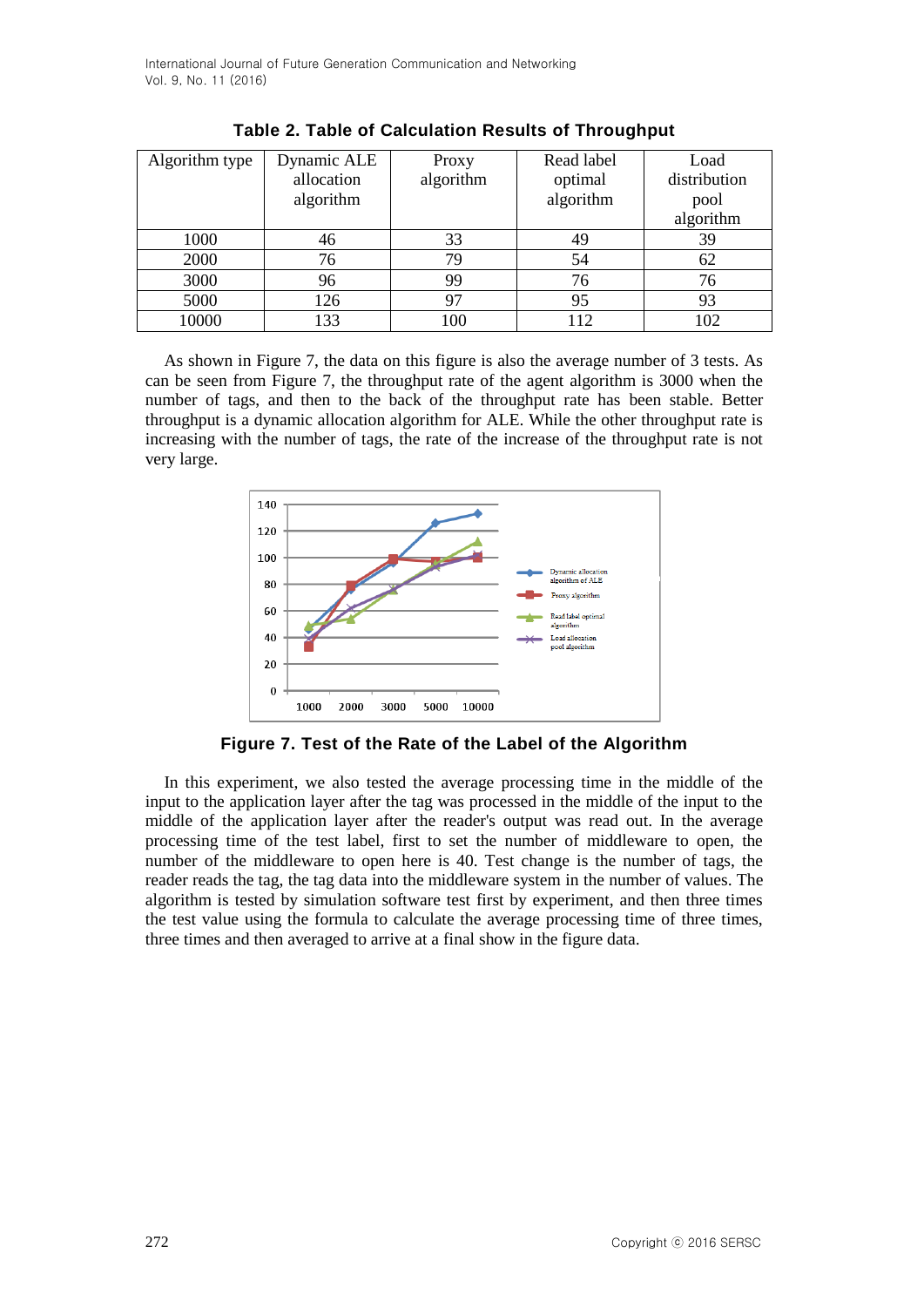**Table 2. Table of Calculation Results of Throughput**

| Algorithm type | Dynamic ALE allocation algorithm | Proxy algorithm | Read label optimal algorithm | Load distribution pool algorithm |
|---|---|---|---|---|
| 1000 | 46 | 33 | 49 | 39 |
| 2000 | 76 | 79 | 54 | 62 |
| 3000 | 96 | 99 | 76 | 76 |
| 5000 | 126 | 97 | 95 | 93 |
| 10000 | 133 | 100 | 112 | 102 |

As shown in Figure 7, the data on this figure is also the average number of 3 tests. As can be seen from Figure 7, the throughput rate of the agent algorithm is 3000 when the number of tags, and then to the back of the throughput rate has been stable. Better throughput is a dynamic allocation algorithm for ALE. While the other throughput rate is increasing with the number of tags, the rate of the increase of the throughput rate is not very large.

**Figure 7. Test of the Rate of the Label of the Algorithm**

In this experiment, we also tested the average processing time in the middle of the input to the application layer after the tag was processed in the middle of the input to the middle of the application layer after the reader's output was read out. In the average processing time of the test label, first to set the number of middleware to open, the number of the middleware to open here is 40. Test change is the number of tags, the reader reads the tag, the tag data into the middleware system in the number of values. The algorithm is tested by simulation software test first by experiment, and then three times the test value using the formula to calculate the average processing time of three times, three times and then averaged to arrive at a final show in the figure data.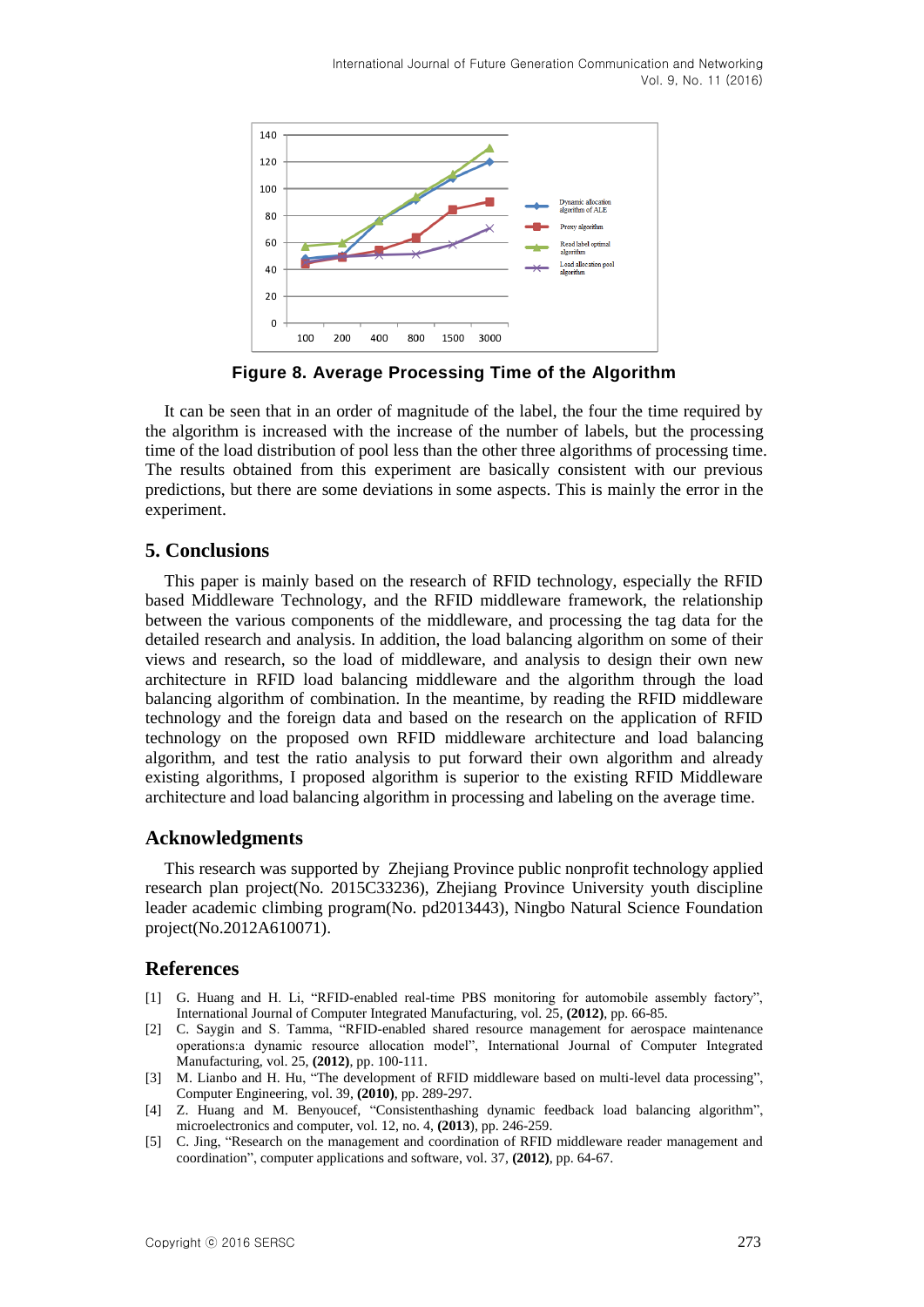**Figure 8. Average Processing Time of the Algorithm**

It can be seen that in an order of magnitude of the label, the four the time required by the algorithm is increased with the increase of the number of labels, but the processing time of the load distribution of pool less than the other three algorithms of processing time. The results obtained from this experiment are basically consistent with our previous predictions, but there are some deviations in some aspects. This is mainly the error in the experiment.

## 5. Conclusions

This paper is mainly based on the research of RFID technology, especially the RFID based Middleware Technology, and the RFID middleware framework, the relationship between the various components of the middleware, and processing the tag data for the detailed research and analysis. In addition, the load balancing algorithm on some of their views and research, so the load of middleware, and analysis to design their own new architecture in RFID load balancing middleware and the algorithm through the load balancing algorithm of combination. In the meantime, by reading the RFID middleware technology and the foreign data and based on the research on the application of RFID technology on the proposed own RFID middleware architecture and load balancing algorithm, and test the ratio analysis to put forward their own algorithm and already existing algorithms, I proposed algorithm is superior to the existing RFID Middleware architecture and load balancing algorithm in processing and labeling on the average time.

## Acknowledgments

This research was supported by Zhejiang Province public nonprofit technology applied research plan project(No. 2015C33236), Zhejiang Province University youth discipline leader academic climbing program(No. pd2013443), Ningbo Natural Science Foundation project(No.2012A610071).

## References

[1] G. Huang and H. Li, "RFID-enabled real-time PBS monitoring for automobile assembly factory", International Journal of Computer Integrated Manufacturing, vol. 25, **(2012)**, pp. 66-85.

[2] C. Saygin and S. Tamma, "RFID-enabled shared resource management for aerospace maintenance operations:a dynamic resource allocation model", International Journal of Computer Integrated Manufacturing, vol. 25, **(2012)**, pp. 100-111.

[3] M. Lianbo and H. Hu, "The development of RFID middleware based on multi-level data processing", Computer Engineering, vol. 39, **(2010)**, pp. 289-297.

[4] Z. Huang and M. Benyoucef, "Consistenthashing dynamic feedback load balancing algorithm", microelectronics and computer, vol. 12, no. 4, **(2013)**, pp. 246-259.

[5] C. Jing, "Research on the management and coordination of RFID middleware reader management and coordination", computer applications and software, vol. 37, **(2012)**, pp. 64-67.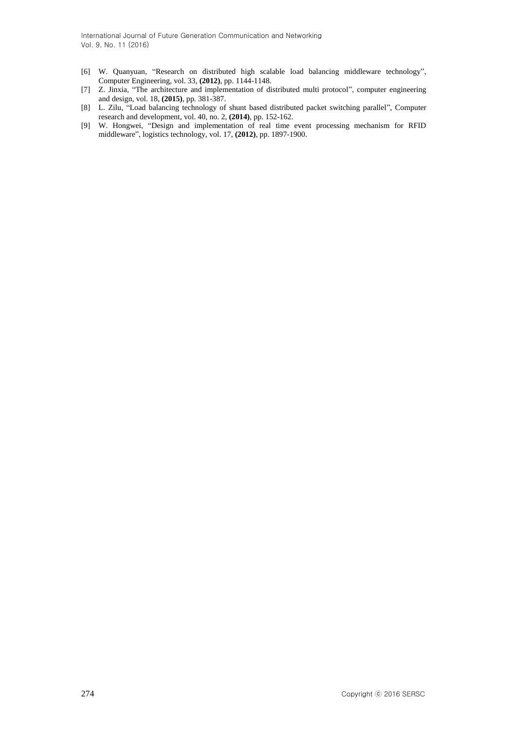[6] W. Quanyuan, "Research on distributed high scalable load balancing middleware technology", Computer Engineering, vol. 33, **(2012)**, pp. 1144-1148.

[7] Z. Jinxia, "The architecture and implementation of distributed multi protocol", computer engineering and design, vol. 18, **(2015)**, pp. 381-387.

[8] L. Zilu, "Load balancing technology of shunt based distributed packet switching parallel", Computer research and development, vol. 40, no. 2, **(2014)**, pp. 152-162.

[9] W. Hongwei, "Design and implementation of real time event processing mechanism for RFID middleware", logistics technology, vol. 17, **(2012)**, pp. 1897-1900.